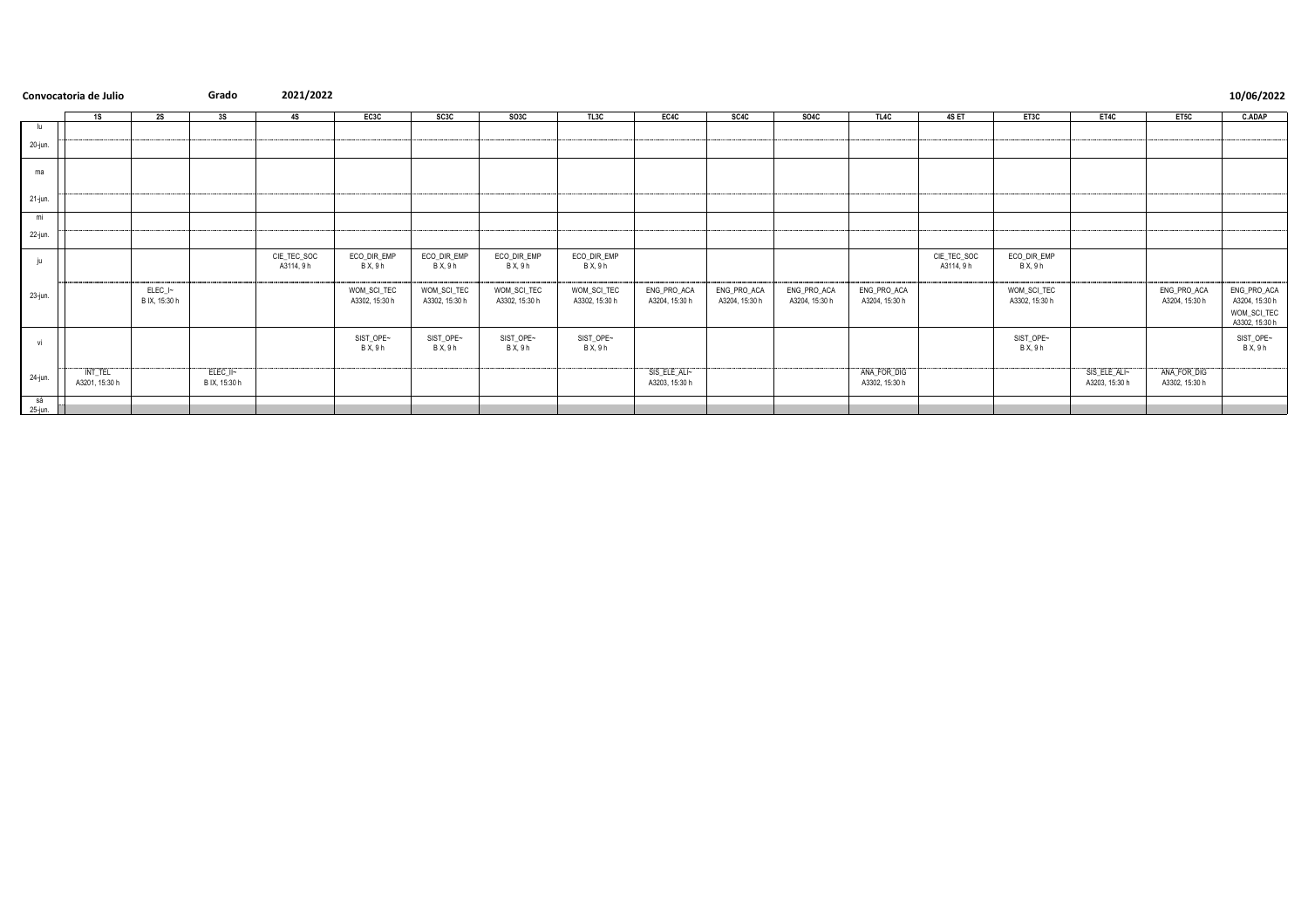**Convocatoria de Julio** **Grado** **2021/2022** **10/06/2022**

| | 1S | 2S | 3S | 4S | EC3C | SC3C | SO3C | TL3C | EC4C | SC4C | SO4C | TL4C | 4S ET | ET3C | ET4C | ET5C | C.ADAP |
|---|---|---|---|---|---|---|---|---|---|---|---|---|---|---|---|---|---|
| lu | | | | | | | | | | | | | | | | | |
| 20-jun. | | | | | | | | | | | | | | | | | |
| ma | | | | | | | | | | | | | | | | | |
| 21-jun. | | | | | | | | | | | | | | | | | |
| mi | | | | | | | | | | | | | | | | | |
| 22-jun. | | | | | | | | | | | | | | | | | |
| ju | | | | CIE_TEC_SOC A3114, 9 h | ECO_DIR_EMP B X, 9 h | ECO_DIR_EMP B X, 9 h | ECO_DIR_EMP B X, 9 h | ECO_DIR_EMP B X, 9 h | | | | | CIE_TEC_SOC A3114, 9 h | ECO_DIR_EMP B X, 9 h | | | |
| 23-jun. | | ELEC_I~ B IX, 15:30 h | | | WOM_SCI_TEC A3302, 15:30 h | WOM_SCI_TEC A3302, 15:30 h | WOM_SCI_TEC A3302, 15:30 h | WOM_SCI_TEC A3302, 15:30 h | ENG_PRO_ACA A3204, 15:30 h | ENG_PRO_ACA A3204, 15:30 h | ENG_PRO_ACA A3204, 15:30 h | ENG_PRO_ACA A3204, 15:30 h | | WOM_SCI_TEC A3302, 15:30 h | | ENG_PRO_ACA A3204, 15:30 h | ENG_PRO_ACA A3204, 15:30 h WOM_SCI_TEC A3302, 15:30 h |
| vi | | | | | SIST_OPE~ B X, 9 h | SIST_OPE~ B X, 9 h | SIST_OPE~ B X, 9 h | SIST_OPE~ B X, 9 h | | | | | | SIST_OPE~ B X, 9 h | | | SIST_OPE~ B X, 9 h |
| 24-jun. | INT_TEL A3201, 15:30 h | | ELEC_II~ B IX, 15:30 h | | | | | | SIS_ELE_ALI~ A3203, 15:30 h | | | ANA_FOR_DIG A3302, 15:30 h | | | SIS_ELE_ALI~ A3203, 15:30 h | ANA_FOR_DIG A3302, 15:30 h | |
| sá 25-jun. | | | | | | | | | | | | | | | | | |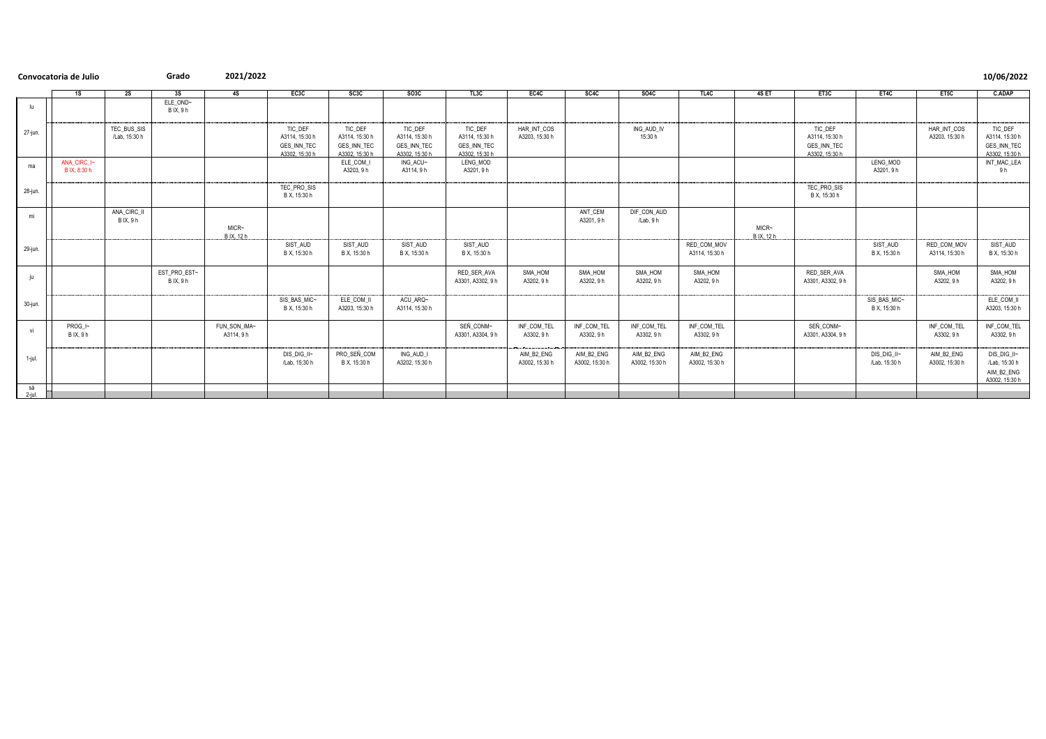**Convocatoria de Julio** **Grado** **2021/2022** **10/06/2022**

| | 1S | 2S | 3S | 4S | EC3C | SC3C | SO3C | TL3C | EC4C | SC4C | SO4C | TL4C | 4S ET | ET3C | ET4C | ET5C | C.ADAP |
|---|---|---|---|---|---|---|---|---|---|---|---|---|---|---|---|---|---|
| lu | | | ELE_OND~ B IX, 9 h | | | | | | | | | | | | | | |
| 27-jun. | | TEC_BUS_SIS /Lab, 15:30 h | | | TIC_DEF A3114, 15:30 h GES_INN_TEC A3302, 15:30 h | TIC_DEF A3114, 15:30 h GES_INN_TEC A3302, 15:30 h | TIC_DEF A3114, 15:30 h GES_INN_TEC A3302, 15:30 h | TIC_DEF A3114, 15:30 h GES_INN_TEC A3302, 15:30 h | HAR_INT_COS A3203, 15:30 h | | ING_AUD_IV 15:30 h | | | TIC_DEF A3114, 15:30 h GES_INN_TEC A3302, 15:30 h | | HAR_INT_COS A3203, 15:30 h | TIC_DEF A3114, 15:30 h GES_INN_TEC A3302, 15:30 h |
| ma | ANA_CIRC_I~ B IX, 8:30 h | | | | | ELE_COM_I A3203, 9 h | ING_ACU~ A3114, 9 h | LENG_MOD A3201, 9 h | | | | | | | LENG_MOD A3201, 9 h | | INT_MAC_LEA 9 h |
| 28-jun. | | | | | TEC_PRO_SIS B X, 15:30 h | | | | | | | | | TEC_PRO_SIS B X, 15:30 h | | | |
| mi | | ANA_CIRC_II B IX, 9 h | | MICR~ B IX, 12 h | | | | | | ANT_CEM A3201, 9 h | DIF_CON_AUD /Lab, 9 h | | MICR~ B IX, 12 h | | | | |
| 29-jun. | | | | | SIST_AUD B X, 15:30 h | SIST_AUD B X, 15:30 h | SIST_AUD B X, 15:30 h | SIST_AUD B X, 15:30 h | | | | RED_COM_MOV A3114, 15:30 h | | | SIST_AUD B X, 15:30 h | RED_COM_MOV A3114, 15:30 h | SIST_AUD B X, 15:30 h |
| ju | | | EST_PRO_EST~ B IX, 9 h | | | | | RED_SER_AVA A3301, A3302, 9 h | SMA_HOM A3202, 9 h | SMA_HOM A3202, 9 h | SMA_HOM A3202, 9 h | SMA_HOM A3202, 9 h | | RED_SER_AVA A3301, A3302, 9 h | | SMA_HOM A3202, 9 h | SMA_HOM A3202, 9 h |
| 30-jun. | | | | | SIS_BAS_MIC~ B X, 15:30 h | ELE_COM_II A3203, 15:30 h | ACU_ARQ~ A3114, 15:30 h | | | | | | | | SIS_BAS_MIC~ B X, 15:30 h | | ELE_COM_II A3203, 15:30 h |
| vi | PROG_I~ B IX, 9 h | | | FUN_SON_IMA~ A3114, 9 h | | | | SEÑ_CONM~ A3301, A3304, 9 h | INF_COM_TEL A3302, 9 h | INF_COM_TEL A3302, 9 h | INF_COM_TEL A3302, 9 h | INF_COM_TEL A3302, 9 h | | SEÑ_CONM~ A3301, A3304, 9 h | | INF_COM_TEL A3302, 9 h | INF_COM_TEL A3302, 9 h |
| 1-jul. | | | | | DIS_DIG_II~ /Lab, 15:30 h | PRO_SEÑ_COM B X, 15:30 h | ING_AUD_I A3202, 15:30 h | | AIM_B2_ENG A3002, 15:30 h | AIM_B2_ENG A3002, 15:30 h | AIM_B2_ENG A3002, 15:30 h | AIM_B2_ENG A3002, 15:30 h | | | DIS_DIG_II~ /Lab, 15:30 h | AIM_B2_ENG A3002, 15:30 h | DIS_DIG_II~ /Lab, 15:30 h AIM_B2_ENG A3002, 15:30 h |
| sá 2-jul. | | | | | | | | | | | | | | | | | |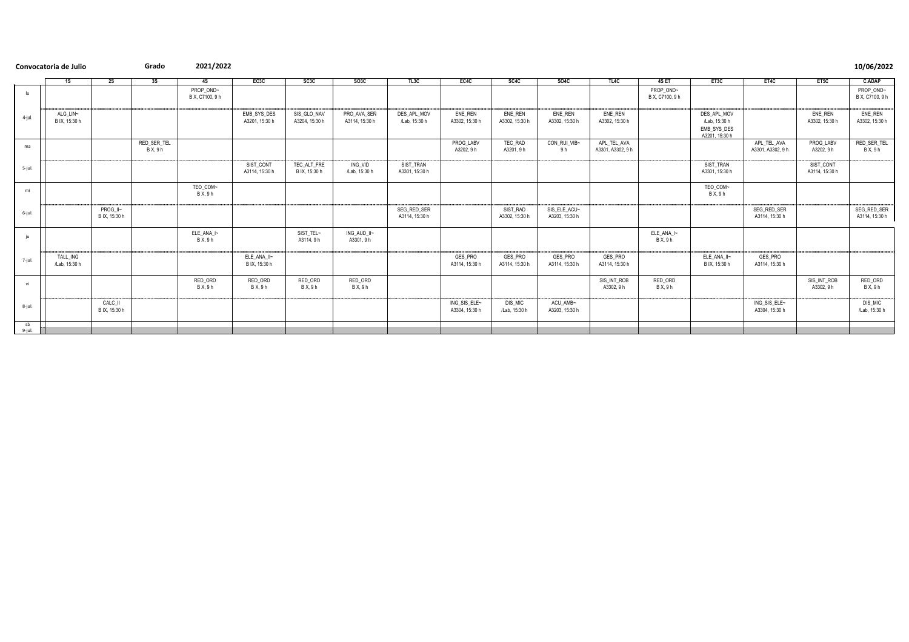**Convocatoria de Julio** **Grado** **2021/2022** **10/06/2022**

| | 1S | 2S | 3S | 4S | EC3C | SC3C | SO3C | TL3C | EC4C | SC4C | SO4C | TL4C | 4S ET | ET3C | ET4C | ET5C | C.ADAP |
|---|---|---|---|---|---|---|---|---|---|---|---|---|---|---|---|---|---|
| lu | | | | PROP_OND~ B X, C7100, 9 h | | | | | | | | | PROP_OND~ B X, C7100, 9 h | | | | PROP_OND~ B X, C7100, 9 h |
| 4-jul. | ALG_LIN~ B IX, 15:30 h | | | | EMB_SYS_DES A3201, 15:30 h | SIS_GLO_NAV A3204, 15:30 h | PRO_AVA_SEÑ A3114, 15:30 h | DES_APL_MOV /Lab, 15:30 h | ENE_REN A3302, 15:30 h | ENE_REN A3302, 15:30 h | ENE_REN A3302, 15:30 h | ENE_REN A3302, 15:30 h | | DES_APL_MOV /Lab, 15:30 h EMB_SYS_DES A3201, 15:30 h | | ENE_REN A3302, 15:30 h | ENE_REN A3302, 15:30 h |
| ma | | | RED_SER_TEL B X, 9 h | | | | | | PROG_LABV A3202, 9 h | TEC_RAD A3201, 9 h | CON_RUI_VIB~ 9 h | APL_TEL_AVA A3301, A3302, 9 h | | | APL_TEL_AVA A3301, A3302, 9 h | PROG_LABV A3202, 9 h | RED_SER_TEL B X, 9 h |
| 5-jul. | | | | | SIST_CONT A3114, 15:30 h | TEC_ALT_FRE B IX, 15:30 h | ING_VID /Lab, 15:30 h | SIST_TRAN A3301, 15:30 h | | | | | | SIST_TRAN A3301, 15:30 h | | SIST_CONT A3114, 15:30 h | |
| mi | | | | TEO_COM~ B X, 9 h | | | | | | | | | | TEO_COM~ B X, 9 h | | | |
| 6-jul. | | PROG_II~ B IX, 15:30 h | | | | | | SEG_RED_SER A3114, 15:30 h | | SIST_RAD A3302, 15:30 h | SIS_ELE_ACU~ A3203, 15:30 h | | | | SEG_RED_SER A3114, 15:30 h | | SEG_RED_SER A3114, 15:30 h |
| ju | | | | ELE_ANA_I~ B X, 9 h | | SIST_TEL~ A3114, 9 h | ING_AUD_II~ A3301, 9 h | | | | | | ELE_ANA_I~ B X, 9 h | | | | |
| 7-jul. | TALL_ING /Lab, 15:30 h | | | | ELE_ANA_II~ B IX, 15:30 h | | | | GES_PRO A3114, 15:30 h | GES_PRO A3114, 15:30 h | GES_PRO A3114, 15:30 h | GES_PRO A3114, 15:30 h | | ELE_ANA_II~ B IX, 15:30 h | GES_PRO A3114, 15:30 h | | |
| vi | | | | RED_ORD B X, 9 h | RED_ORD B X, 9 h | RED_ORD B X, 9 h | RED_ORD B X, 9 h | | | | | SIS_INT_ROB A3302, 9 h | RED_ORD B X, 9 h | | | SIS_INT_ROB A3302, 9 h | RED_ORD B X, 9 h |
| 8-jul. | | CALC_II B IX, 15:30 h | | | | | | | ING_SIS_ELE~ A3304, 15:30 h | DIS_MIC /Lab, 15:30 h | ACU_AMB~ A3203, 15:30 h | | | | ING_SIS_ELE~ A3304, 15:30 h | | DIS_MIC /Lab, 15:30 h |
| sá 9-jul. | | | | | | | | | | | | | | | | | |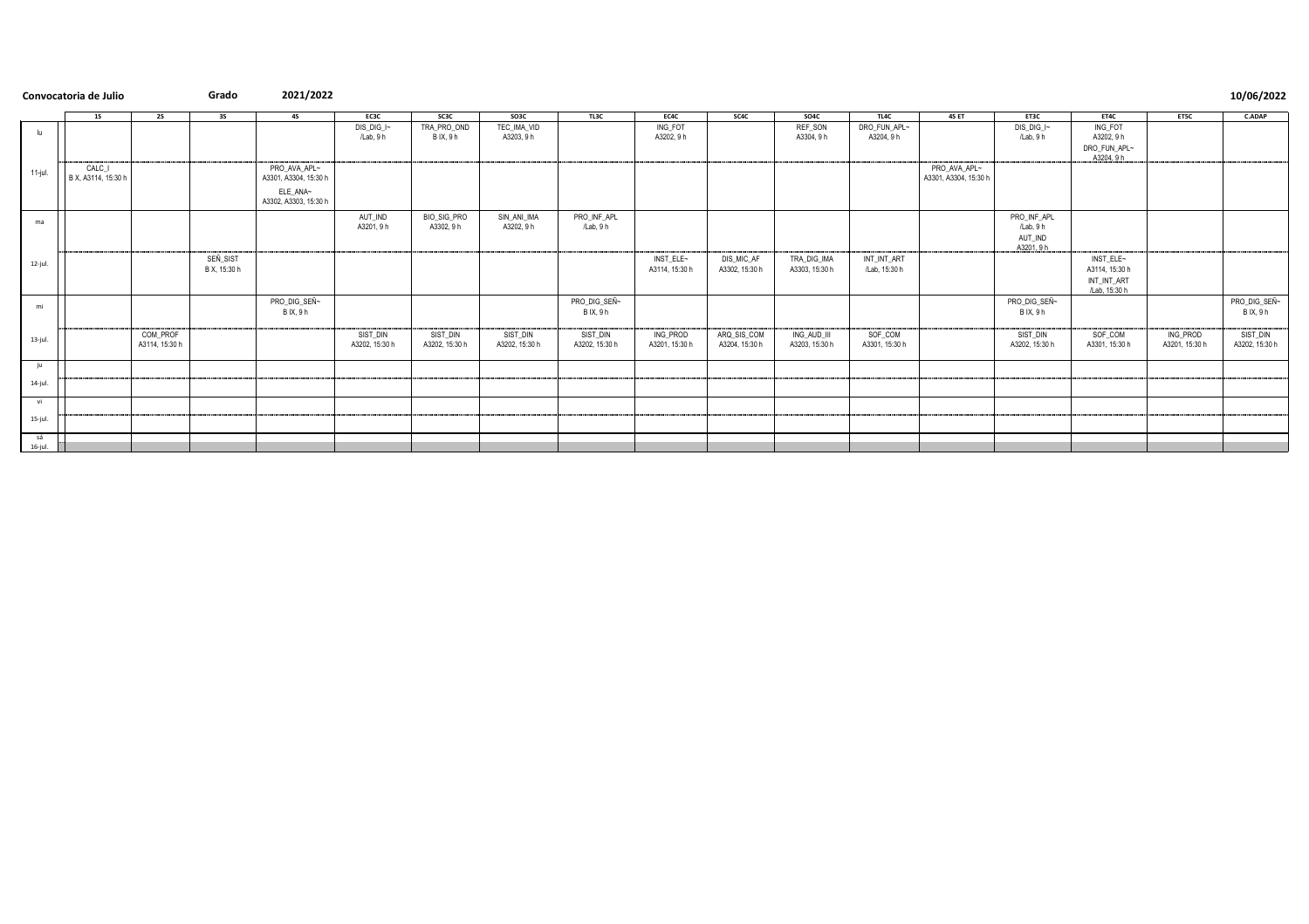Convocatoria de Julio    Grado    2021/2022    10/06/2022

| | 1S | 2S | 3S | 4S | EC3C | SC3C | SO3C | TL3C | EC4C | SC4C | SO4C | TL4C | 4S ET | ET3C | ET4C | ET5C | C.ADAP |
|---|---|---|---|---|---|---|---|---|---|---|---|---|---|---|---|---|---|
| lu | | | | | DIS_DIG_I~ /Lab, 9 h | TRA_PRO_OND B IX, 9 h | TEC_IMA_VID A3203, 9 h | | ING_FOT A3202, 9 h | | REF_SON A3304, 9 h | DRO_FUN_APL~ A3204, 9 h | | DIS_DIG_I~ /Lab, 9 h | ING_FOT A3202, 9 h DRO_FUN_APL~ A3204, 9 h | | |
| 11-jul. | CALC_I B X, A3114, 15:30 h | | | PRO_AVA_APL~ A3301, A3304, 15:30 h ELE_ANA~ A3302, A3303, 15:30 h | | | | | | | | | PRO_AVA_APL~ A3301, A3304, 15:30 h | | | | |
| ma | | | | | AUT_IND A3201, 9 h | BIO_SIG_PRO A3302, 9 h | SIN_ANI_IMA A3202, 9 h | PRO_INF_APL /Lab, 9 h | | | | | | PRO_INF_APL /Lab, 9 h AUT_IND A3201, 9 h | | | |
| 12-jul. | | | SEÑ_SIST B X, 15:30 h | | | | | | INST_ELE~ A3114, 15:30 h | DIS_MIC_AF A3302, 15:30 h | TRA_DIG_IMA A3303, 15:30 h | INT_INT_ART /Lab, 15:30 h | | | INST_ELE~ A3114, 15:30 h INT_INT_ART /Lab, 15:30 h | | |
| mi | | | | PRO_DIG_SEÑ~ B IX, 9 h | | | | PRO_DIG_SEÑ~ B IX, 9 h | | | | | | PRO_DIG_SEÑ~ B IX, 9 h | | | PRO_DIG_SEÑ~ B IX, 9 h |
| 13-jul. | | COM_PROF A3114, 15:30 h | | | SIST_DIN A3202, 15:30 h | SIST_DIN A3202, 15:30 h | SIST_DIN A3202, 15:30 h | SIST_DIN A3202, 15:30 h | ING_PROD A3201, 15:30 h | ARQ_SIS_COM A3204, 15:30 h | ING_AUD_III A3203, 15:30 h | SOF_COM A3301, 15:30 h | | SIST_DIN A3202, 15:30 h | SOF_COM A3301, 15:30 h | ING_PROD A3201, 15:30 h | SIST_DIN A3202, 15:30 h |
| ju | | | | | | | | | | | | | | | | | |
| 14-jul. | | | | | | | | | | | | | | | | | |
| vi | | | | | | | | | | | | | | | | | |
| 15-jul. | | | | | | | | | | | | | | | | | |
| sá 16-jul. | | | | | | | | | | | | | | | | | |